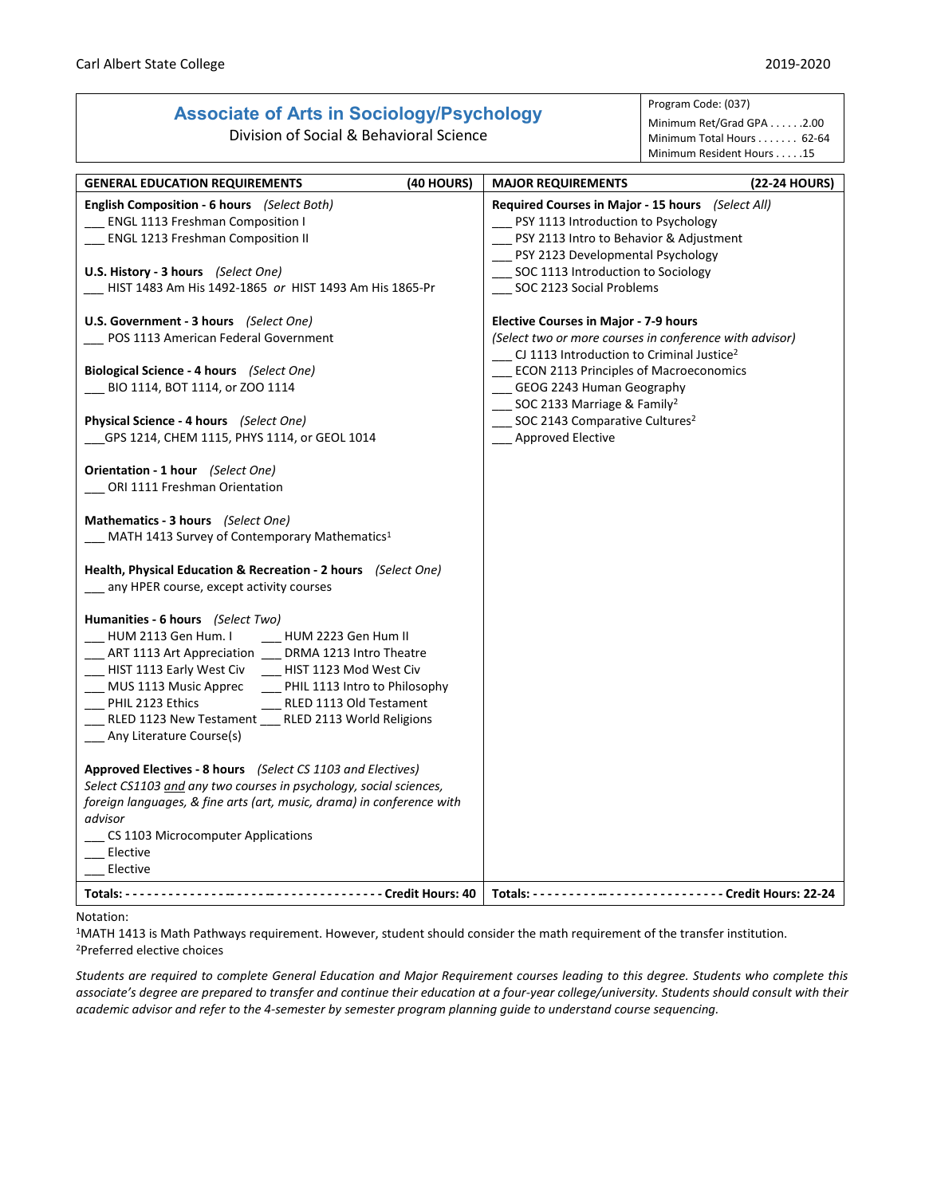Carl Albert State College — 2019-2020

# Associate of Arts in Sociology/Psychology

Division of Social & Behavioral Science

Program Code: (037)
Minimum Ret/Grad GPA . . . . . .2.00
Minimum Total Hours . . . . . . . 62-64
Minimum Resident Hours . . . . .15

## GENERAL EDUCATION REQUIREMENTS (40 HOURS)

**English Composition - 6 hours** *(Select Both)*
___ ENGL 1113 Freshman Composition I
___ ENGL 1213 Freshman Composition II

**U.S. History - 3 hours** *(Select One)*
___ HIST 1483 Am His 1492-1865 *or* HIST 1493 Am His 1865-Pr

**U.S. Government - 3 hours** *(Select One)*
___ POS 1113 American Federal Government

**Biological Science - 4 hours** *(Select One)*
___ BIO 1114, BOT 1114, or ZOO 1114

**Physical Science - 4 hours** *(Select One)*
___GPS 1214, CHEM 1115, PHYS 1114, or GEOL 1014

**Orientation - 1 hour** *(Select One)*
___ ORI 1111 Freshman Orientation

**Mathematics - 3 hours** *(Select One)*
___ MATH 1413 Survey of Contemporary Mathematics[1]

**Health, Physical Education & Recreation - 2 hours** *(Select One)*
___ any HPER course, except activity courses

**Humanities - 6 hours** *(Select Two)*
___ HUM 2113 Gen Hum. I ___ HUM 2223 Gen Hum II
___ ART 1113 Art Appreciation ___ DRMA 1213 Intro Theatre
___ HIST 1113 Early West Civ ___ HIST 1123 Mod West Civ
___ MUS 1113 Music Apprec ___ PHIL 1113 Intro to Philosophy
___ PHIL 2123 Ethics ___ RLED 1113 Old Testament
___ RLED 1123 New Testament ___ RLED 2113 World Religions
___ Any Literature Course(s)

**Approved Electives - 8 hours** *(Select CS 1103 and Electives)*
*Select CS1103 and any two courses in psychology, social sciences, foreign languages, & fine arts (art, music, drama) in conference with advisor*
___ CS 1103 Microcomputer Applications
___ Elective
___ Elective

**Totals: - - - - - - - - - - - - - - - - - - - - - - - - - - - - - - - - - - Credit Hours: 40**

## MAJOR REQUIREMENTS (22-24 HOURS)

**Required Courses in Major - 15 hours** *(Select All)*
___ PSY 1113 Introduction to Psychology
___ PSY 2113 Intro to Behavior & Adjustment
___ PSY 2123 Developmental Psychology
___ SOC 1113 Introduction to Sociology
___ SOC 2123 Social Problems

**Elective Courses in Major - 7-9 hours**
*(Select two or more courses in conference with advisor)*
___ CJ 1113 Introduction to Criminal Justice[2]
___ ECON 2113 Principles of Macroeconomics
___ GEOG 2243 Human Geography
___ SOC 2133 Marriage & Family[2]
___ SOC 2143 Comparative Cultures[2]
___ Approved Elective

**Totals: - - - - - - - - - - - - - - - - - - - - - - - - - - - Credit Hours: 22-24**

Notation:
[1]MATH 1413 is Math Pathways requirement. However, student should consider the math requirement of the transfer institution.
[2]Preferred elective choices

*Students are required to complete General Education and Major Requirement courses leading to this degree. Students who complete this associate's degree are prepared to transfer and continue their education at a four-year college/university. Students should consult with their academic advisor and refer to the 4-semester by semester program planning guide to understand course sequencing.*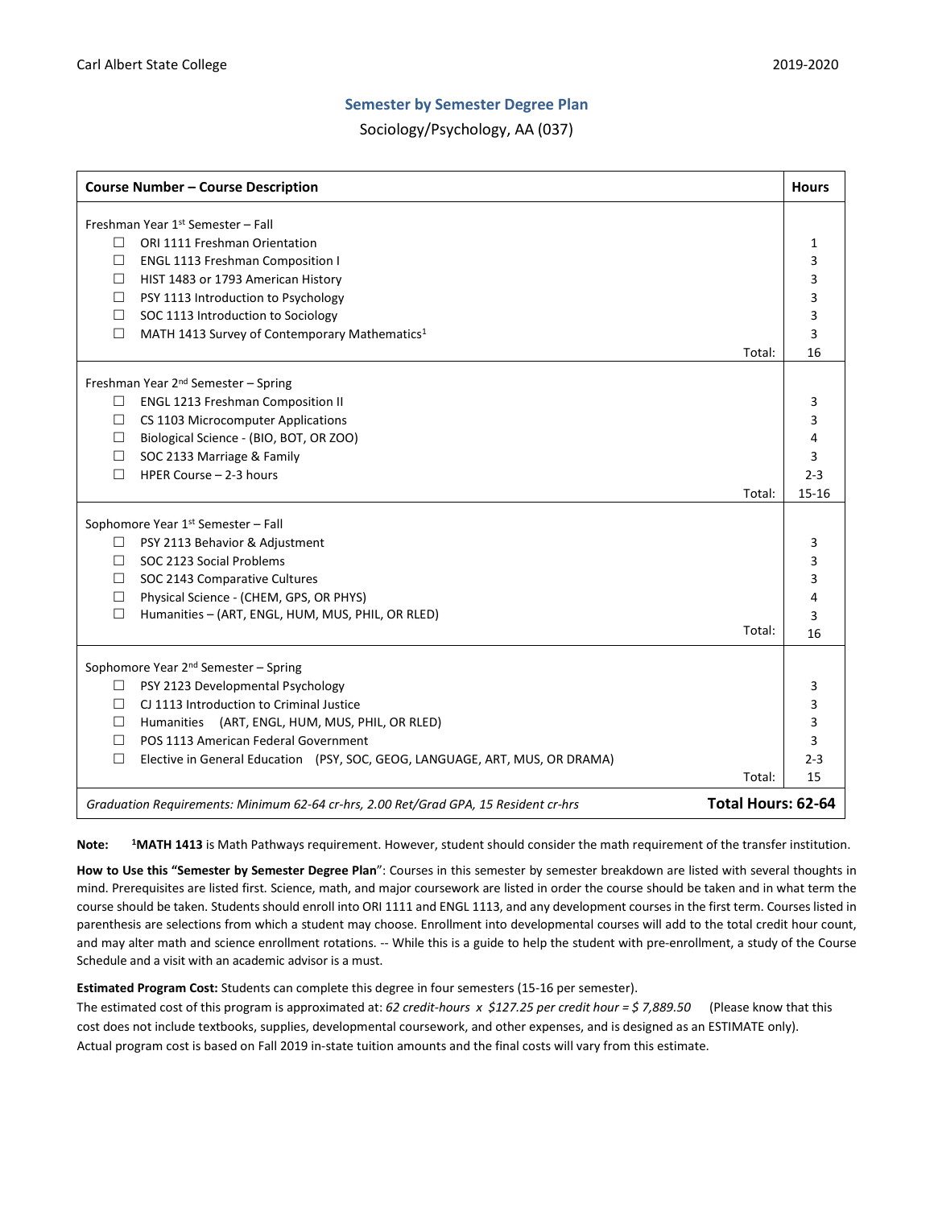Carl Albert State College 2019-2020

## Semester by Semester Degree Plan

Sociology/Psychology, AA (037)

| Course Number – Course Description | Hours |
|---|---|
| **Freshman Year 1st Semester – Fall** | |
| ☐ ORI 1111 Freshman Orientation | 1 |
| ☐ ENGL 1113 Freshman Composition I | 3 |
| ☐ HIST 1483 or 1793 American History | 3 |
| ☐ PSY 1113 Introduction to Psychology | 3 |
| ☐ SOC 1113 Introduction to Sociology | 3 |
| ☐ MATH 1413 Survey of Contemporary Mathematics[1] | 3 |
| Total: | 16 |
| **Freshman Year 2nd Semester – Spring** | |
| ☐ ENGL 1213 Freshman Composition II | 3 |
| ☐ CS 1103 Microcomputer Applications | 3 |
| ☐ Biological Science - (BIO, BOT, OR ZOO) | 4 |
| ☐ SOC 2133 Marriage & Family | 3 |
| ☐ HPER Course – 2-3 hours | 2-3 |
| Total: | 15-16 |
| **Sophomore Year 1st Semester – Fall** | |
| ☐ PSY 2113 Behavior & Adjustment | 3 |
| ☐ SOC 2123 Social Problems | 3 |
| ☐ SOC 2143 Comparative Cultures | 3 |
| ☐ Physical Science - (CHEM, GPS, OR PHYS) | 4 |
| ☐ Humanities – (ART, ENGL, HUM, MUS, PHIL, OR RLED) | 3 |
| Total: | 16 |
| **Sophomore Year 2nd Semester – Spring** | |
| ☐ PSY 2123 Developmental Psychology | 3 |
| ☐ CJ 1113 Introduction to Criminal Justice | 3 |
| ☐ Humanities (ART, ENGL, HUM, MUS, PHIL, OR RLED) | 3 |
| ☐ POS 1113 American Federal Government | 3 |
| ☐ Elective in General Education (PSY, SOC, GEOG, LANGUAGE, ART, MUS, OR DRAMA) | 2-3 |
| Total: | 15 |
| *Graduation Requirements: Minimum 62-64 cr-hrs, 2.00 Ret/Grad GPA, 15 Resident cr-hrs* | **Total Hours: 62-64** |

**Note:** [1]**MATH 1413** is Math Pathways requirement. However, student should consider the math requirement of the transfer institution.

**How to Use this "Semester by Semester Degree Plan"**: Courses in this semester by semester breakdown are listed with several thoughts in mind. Prerequisites are listed first. Science, math, and major coursework are listed in order the course should be taken and in what term the course should be taken. Students should enroll into ORI 1111 and ENGL 1113, and any development courses in the first term. Courses listed in parenthesis are selections from which a student may choose. Enrollment into developmental courses will add to the total credit hour count, and may alter math and science enrollment rotations. -- While this is a guide to help the student with pre-enrollment, a study of the Course Schedule and a visit with an academic advisor is a must.

**Estimated Program Cost:** Students can complete this degree in four semesters (15-16 per semester).
The estimated cost of this program is approximated at: *62 credit-hours x $127.25 per credit hour = $ 7,889.50* (Please know that this cost does not include textbooks, supplies, developmental coursework, and other expenses, and is designed as an ESTIMATE only).
Actual program cost is based on Fall 2019 in-state tuition amounts and the final costs will vary from this estimate.